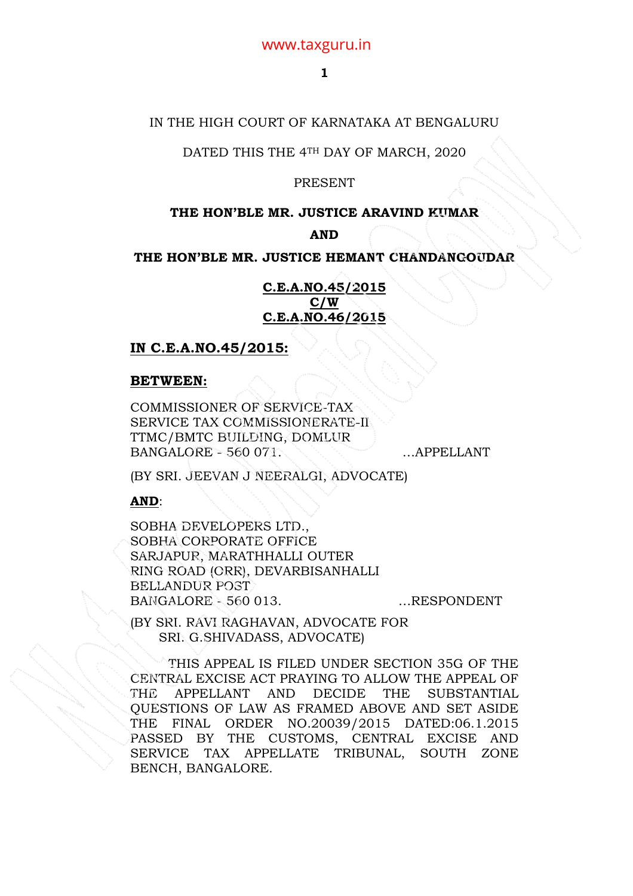IN THE HIGH COURT OF KARNATAKA AT BENGALURU

DATED THIS THE 4TH DAY OF MARCH, 2020

PRESENT

**THE HON'BLE MR. JUSTICE ARAVIND KUMAR**

**AND**

**THE HON'BLE MR. JUSTICE HEMANT CHANDANGOUDAR**

**C.E.A.NO.45/2015**
**C/W**
**C.E.A.NO.46/2015**

**IN C.E.A.NO.45/2015:**

**BETWEEN:**

COMMISSIONER OF SERVICE-TAX
SERVICE TAX COMMISSIONERATE-II
TTMC/BMTC BUILDING, DOMLUR
BANGALORE - 560 071. ...APPELLANT

(BY SRI. JEEVAN J NEERALGI, ADVOCATE)

**AND**:

SOBHA DEVELOPERS LTD.,
SOBHA CORPORATE OFFICE
SARJAPUR, MARATHHALLI OUTER
RING ROAD (ORR), DEVARBISANHALLI
BELLANDUR POST
BANGALORE - 560 013. ...RESPONDENT

(BY SRI. RAVI RAGHAVAN, ADVOCATE FOR
SRI. G.SHIVADASS, ADVOCATE)

THIS APPEAL IS FILED UNDER SECTION 35G OF THE CENTRAL EXCISE ACT PRAYING TO ALLOW THE APPEAL OF THE APPELLANT AND DECIDE THE SUBSTANTIAL QUESTIONS OF LAW AS FRAMED ABOVE AND SET ASIDE THE FINAL ORDER NO.20039/2015 DATED:06.1.2015 PASSED BY THE CUSTOMS, CENTRAL EXCISE AND SERVICE TAX APPELLATE TRIBUNAL, SOUTH ZONE BENCH, BANGALORE.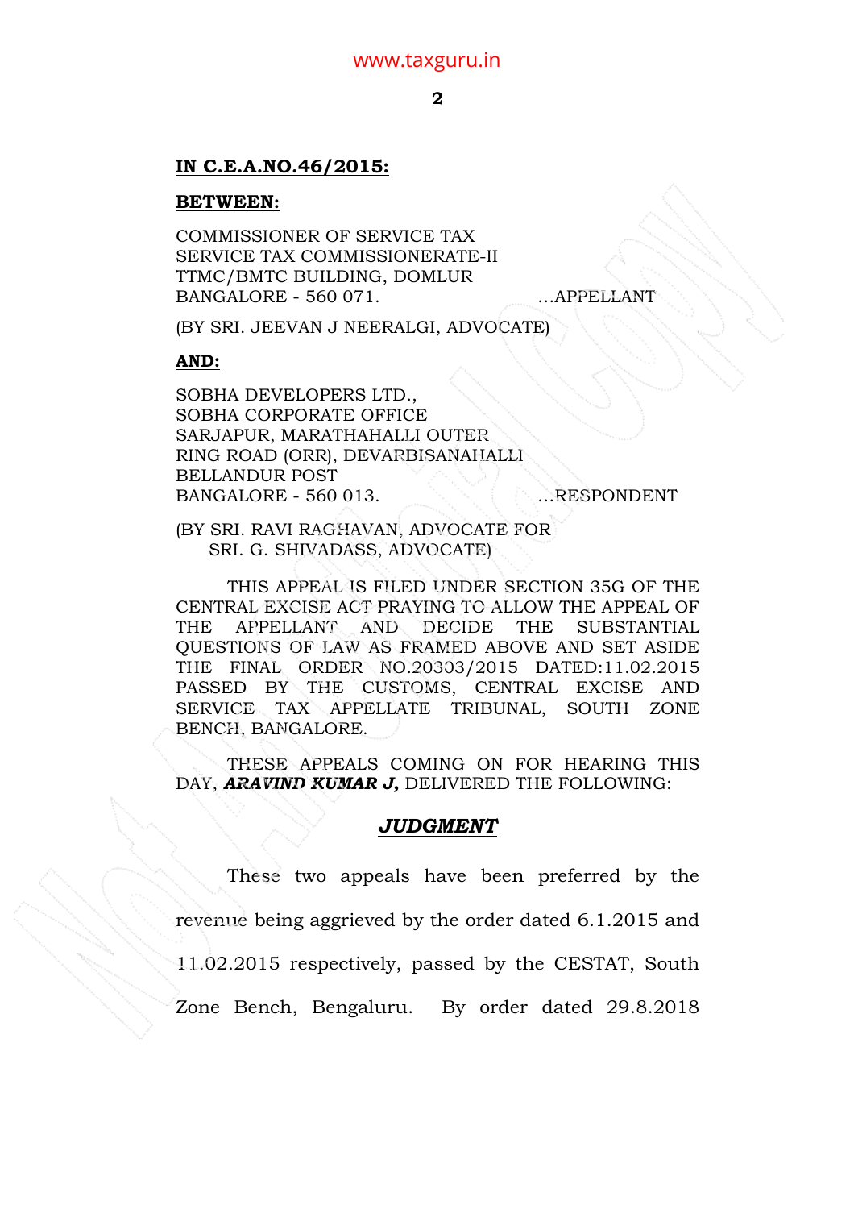**IN C.E.A.NO.46/2015:**

**BETWEEN:**

COMMISSIONER OF SERVICE TAX
SERVICE TAX COMMISSIONERATE-II
TTMC/BMTC BUILDING, DOMLUR
BANGALORE - 560 071. ...APPELLANT

(BY SRI. JEEVAN J NEERALGI, ADVOCATE)

**AND:**

SOBHA DEVELOPERS LTD.,
SOBHA CORPORATE OFFICE
SARJAPUR, MARATHAHALLI OUTER
RING ROAD (ORR), DEVARBISANAHALLI
BELLANDUR POST
BANGALORE - 560 013. ...RESPONDENT

(BY SRI. RAVI RAGHAVAN, ADVOCATE FOR
SRI. G. SHIVADASS, ADVOCATE)

THIS APPEAL IS FILED UNDER SECTION 35G OF THE CENTRAL EXCISE ACT PRAYING TO ALLOW THE APPEAL OF THE APPELLANT AND DECIDE THE SUBSTANTIAL QUESTIONS OF LAW AS FRAMED ABOVE AND SET ASIDE THE FINAL ORDER NO.20303/2015 DATED:11.02.2015 PASSED BY THE CUSTOMS, CENTRAL EXCISE AND SERVICE TAX APPELLATE TRIBUNAL, SOUTH ZONE BENCH, BANGALORE.

THESE APPEALS COMING ON FOR HEARING THIS DAY, ***ARAVIND KUMAR J,*** DELIVERED THE FOLLOWING:

## ***JUDGMENT***

These two appeals have been preferred by the revenue being aggrieved by the order dated 6.1.2015 and 11.02.2015 respectively, passed by the CESTAT, South Zone Bench, Bengaluru. By order dated 29.8.2018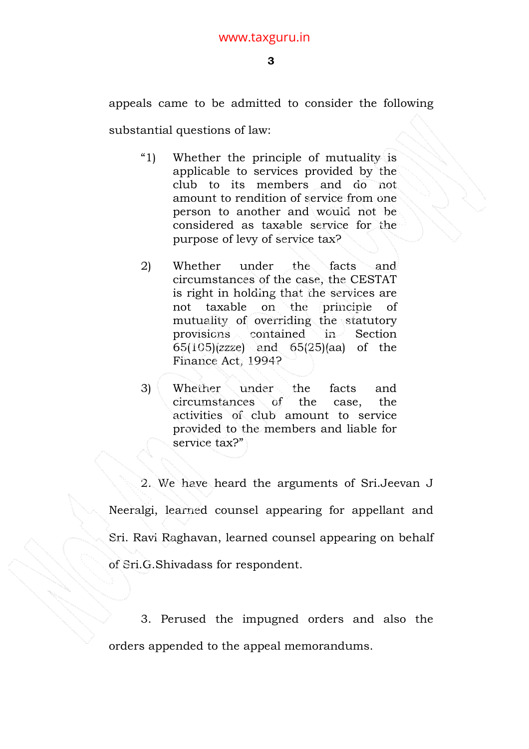appeals came to be admitted to consider the following substantial questions of law:

> "1) Whether the principle of mutuality is applicable to services provided by the club to its members and do not amount to rendition of service from one person to another and would not be considered as taxable service for the purpose of levy of service tax?
>
> 2) Whether under the facts and circumstances of the case, the CESTAT is right in holding that the services are not taxable on the principle of mutuality of overriding the statutory provisions contained in Section 65(105)(zzze) and 65(25)(aa) of the Finance Act, 1994?
>
> 3) Whether under the facts and circumstances of the case, the activities of club amount to service provided to the members and liable for service tax?"

2. We have heard the arguments of Sri.Jeevan J Neeralgi, learned counsel appearing for appellant and Sri. Ravi Raghavan, learned counsel appearing on behalf of Sri.G.Shivadass for respondent.

3. Perused the impugned orders and also the orders appended to the appeal memorandums.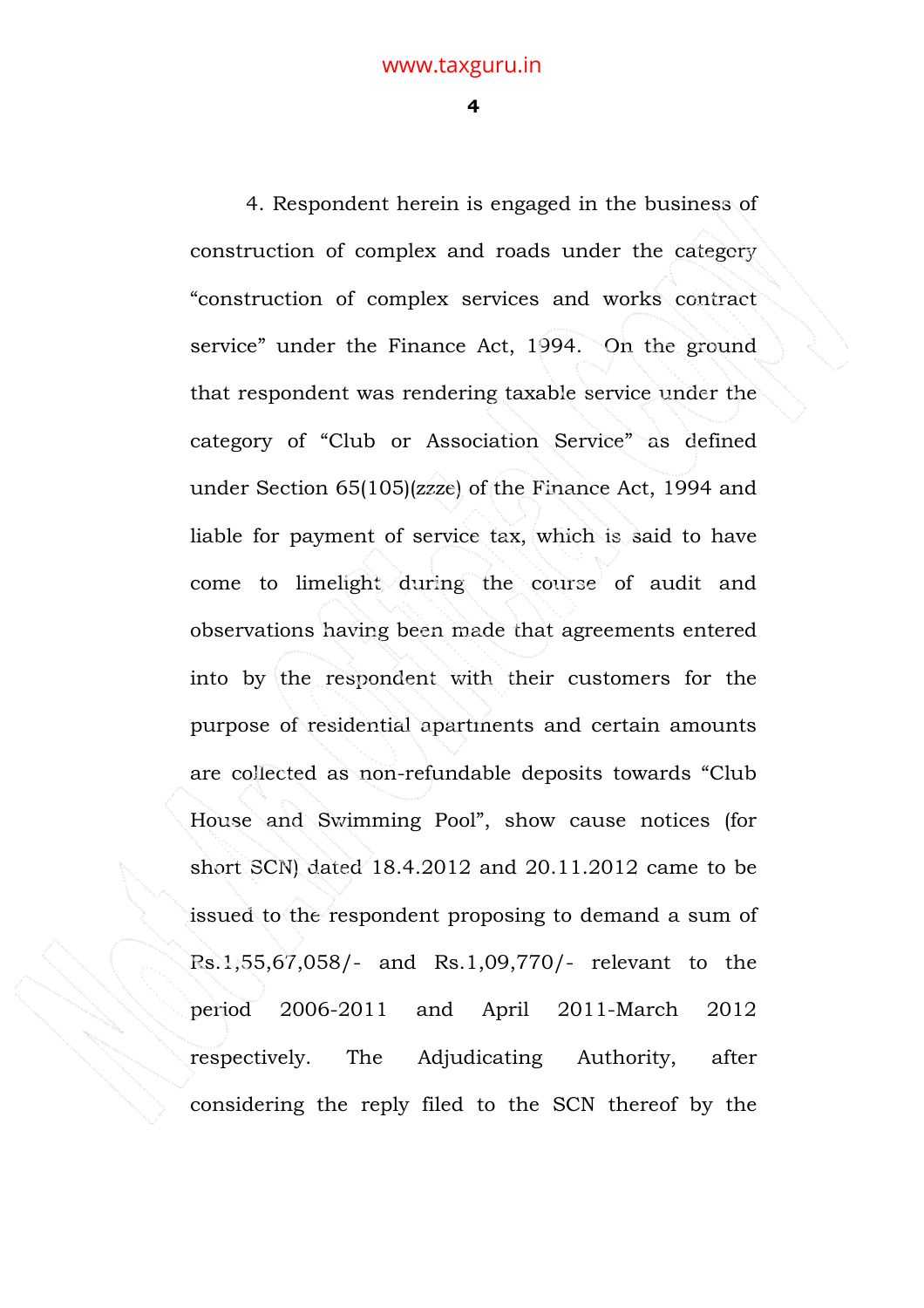4. Respondent herein is engaged in the business of construction of complex and roads under the category "construction of complex services and works contract service" under the Finance Act, 1994. On the ground that respondent was rendering taxable service under the category of "Club or Association Service" as defined under Section 65(105)(zzze) of the Finance Act, 1994 and liable for payment of service tax, which is said to have come to limelight during the course of audit and observations having been made that agreements entered into by the respondent with their customers for the purpose of residential apartments and certain amounts are collected as non-refundable deposits towards "Club House and Swimming Pool", show cause notices (for short SCN) dated 18.4.2012 and 20.11.2012 came to be issued to the respondent proposing to demand a sum of Rs.1,55,67,058/- and Rs.1,09,770/- relevant to the period 2006-2011 and April 2011-March 2012 respectively. The Adjudicating Authority, after considering the reply filed to the SCN thereof by the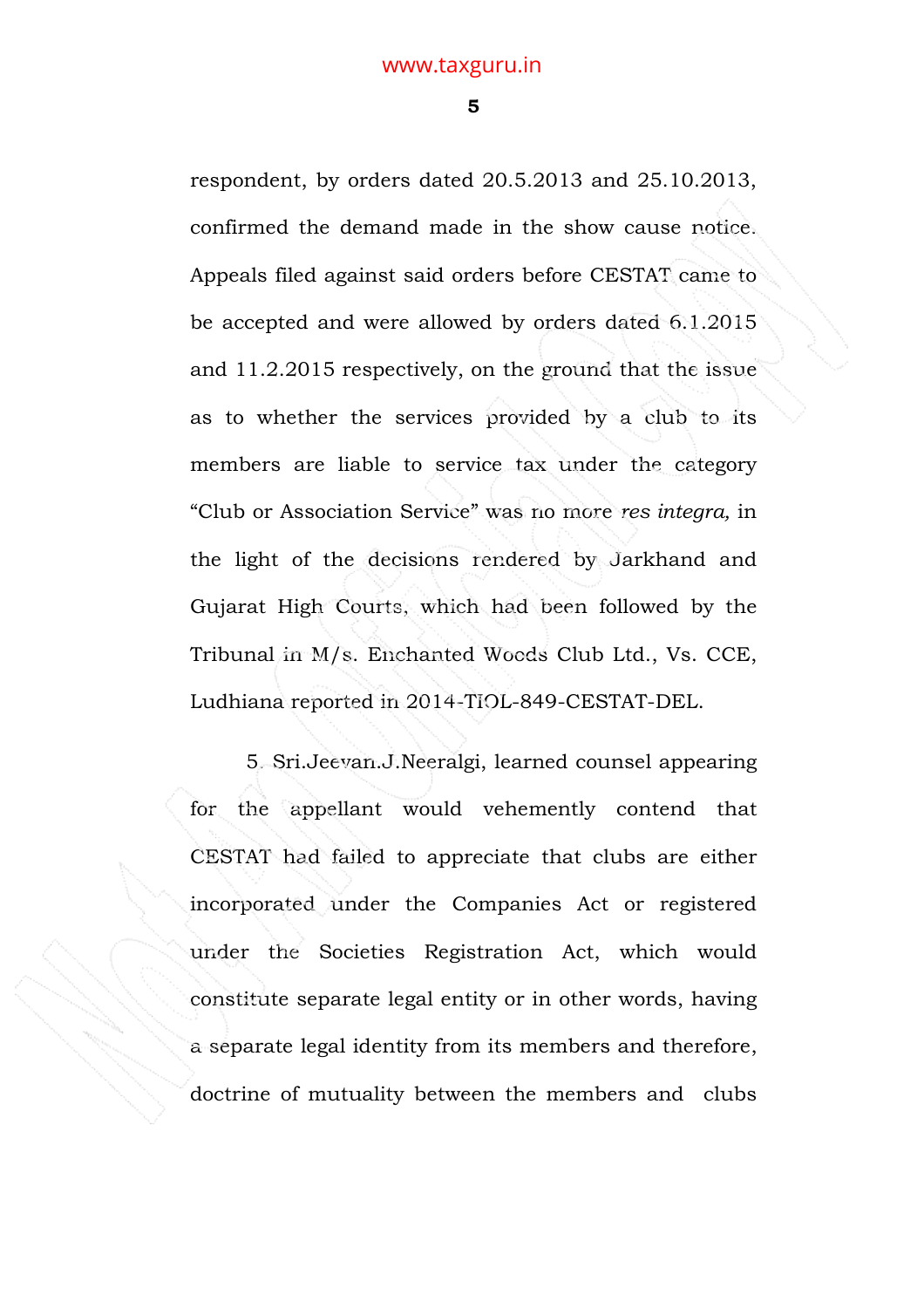respondent, by orders dated 20.5.2013 and 25.10.2013, confirmed the demand made in the show cause notice. Appeals filed against said orders before CESTAT came to be accepted and were allowed by orders dated 6.1.2015 and 11.2.2015 respectively, on the ground that the issue as to whether the services provided by a club to its members are liable to service tax under the category "Club or Association Service" was no more *res integra,* in the light of the decisions rendered by Jarkhand and Gujarat High Courts, which had been followed by the Tribunal in M/s. Enchanted Woods Club Ltd., Vs. CCE, Ludhiana reported in 2014-TIOL-849-CESTAT-DEL.

5. Sri.Jeevan.J.Neeralgi, learned counsel appearing for the appellant would vehemently contend that CESTAT had failed to appreciate that clubs are either incorporated under the Companies Act or registered under the Societies Registration Act, which would constitute separate legal entity or in other words, having a separate legal identity from its members and therefore, doctrine of mutuality between the members and clubs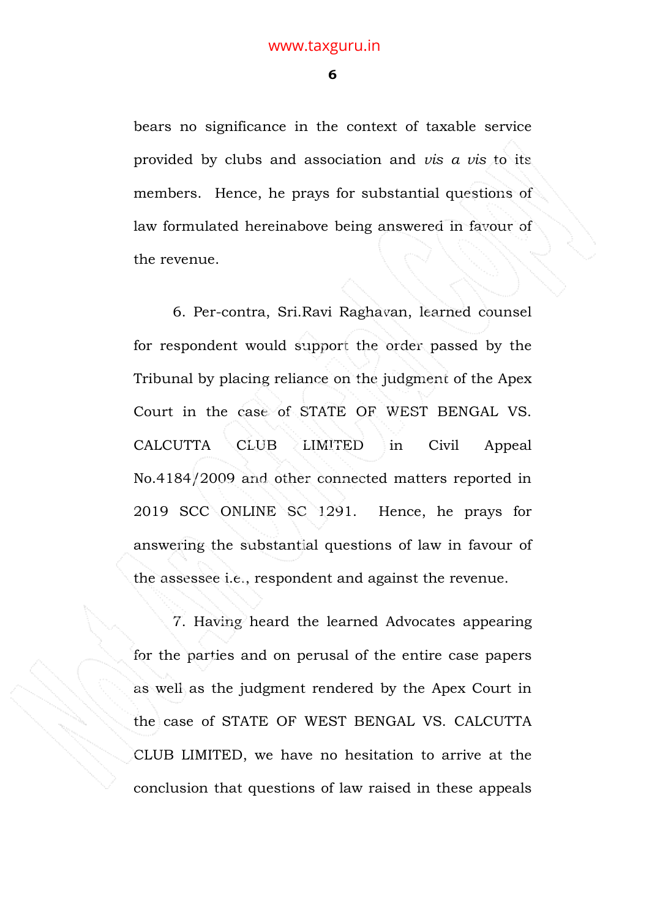bears no significance in the context of taxable service provided by clubs and association and *vis a vis* to its members. Hence, he prays for substantial questions of law formulated hereinabove being answered in favour of the revenue.

6. Per-contra, Sri.Ravi Raghavan, learned counsel for respondent would support the order passed by the Tribunal by placing reliance on the judgment of the Apex Court in the case of STATE OF WEST BENGAL VS. CALCUTTA CLUB LIMITED in Civil Appeal No.4184/2009 and other connected matters reported in 2019 SCC ONLINE SC 1291. Hence, he prays for answering the substantial questions of law in favour of the assessee i.e., respondent and against the revenue.

7. Having heard the learned Advocates appearing for the parties and on perusal of the entire case papers as well as the judgment rendered by the Apex Court in the case of STATE OF WEST BENGAL VS. CALCUTTA CLUB LIMITED, we have no hesitation to arrive at the conclusion that questions of law raised in these appeals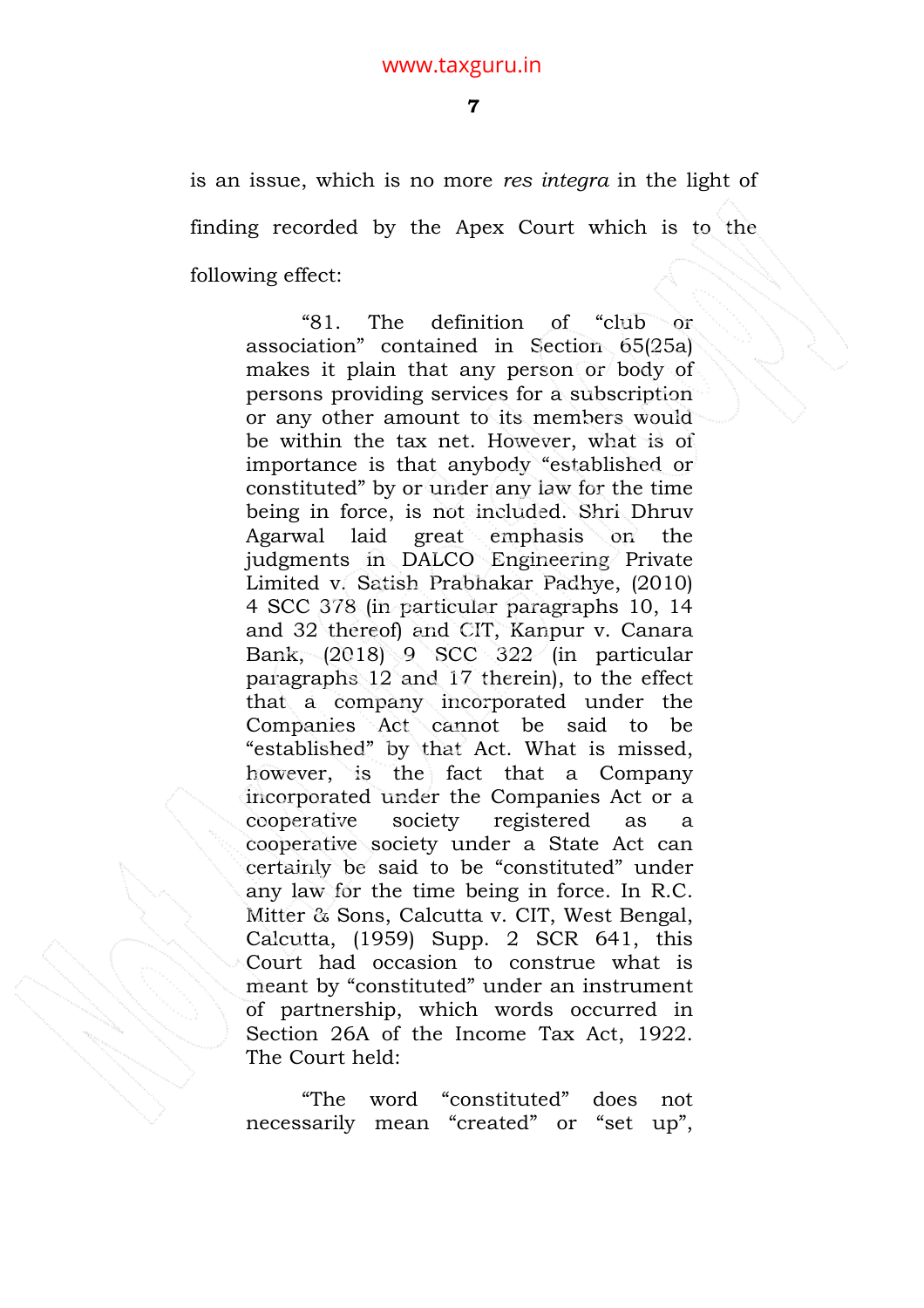is an issue, which is no more *res integra* in the light of finding recorded by the Apex Court which is to the following effect:

> "81. The definition of "club or association" contained in Section 65(25a) makes it plain that any person or body of persons providing services for a subscription or any other amount to its members would be within the tax net. However, what is of importance is that anybody "established or constituted" by or under any law for the time being in force, is not included. Shri Dhruv Agarwal laid great emphasis on the judgments in DALCO Engineering Private Limited v. Satish Prabhakar Padhye, (2010) 4 SCC 378 (in particular paragraphs 10, 14 and 32 thereof) and CIT, Kanpur v. Canara Bank, (2018) 9 SCC 322 (in particular paragraphs 12 and 17 therein), to the effect that a company incorporated under the Companies Act cannot be said to be "established" by that Act. What is missed, however, is the fact that a Company incorporated under the Companies Act or a cooperative society registered as a cooperative society under a State Act can certainly be said to be "constituted" under any law for the time being in force. In R.C. Mitter & Sons, Calcutta v. CIT, West Bengal, Calcutta, (1959) Supp. 2 SCR 641, this Court had occasion to construe what is meant by "constituted" under an instrument of partnership, which words occurred in Section 26A of the Income Tax Act, 1922. The Court held:
>
> "The word "constituted" does not necessarily mean "created" or "set up",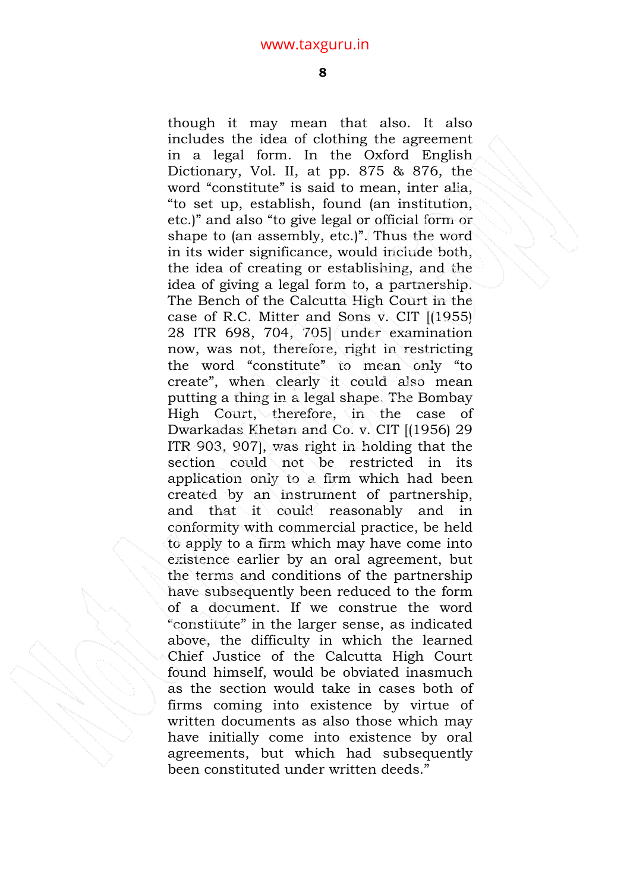though it may mean that also. It also includes the idea of clothing the agreement in a legal form. In the Oxford English Dictionary, Vol. II, at pp. 875 & 876, the word "constitute" is said to mean, inter alia, "to set up, establish, found (an institution, etc.)" and also "to give legal or official form or shape to (an assembly, etc.)". Thus the word in its wider significance, would include both, the idea of creating or establishing, and the idea of giving a legal form to, a partnership. The Bench of the Calcutta High Court in the case of R.C. Mitter and Sons v. CIT [(1955) 28 ITR 698, 704, 705] under examination now, was not, therefore, right in restricting the word "constitute" to mean only "to create", when clearly it could also mean putting a thing in a legal shape. The Bombay High Court, therefore, in the case of Dwarkadas Khetan and Co. v. CIT [(1956) 29 ITR 903, 907], was right in holding that the section could not be restricted in its application only to a firm which had been created by an instrument of partnership, and that it could reasonably and in conformity with commercial practice, be held to apply to a firm which may have come into existence earlier by an oral agreement, but the terms and conditions of the partnership have subsequently been reduced to the form of a document. If we construe the word "constitute" in the larger sense, as indicated above, the difficulty in which the learned Chief Justice of the Calcutta High Court found himself, would be obviated inasmuch as the section would take in cases both of firms coming into existence by virtue of written documents as also those which may have initially come into existence by oral agreements, but which had subsequently been constituted under written deeds."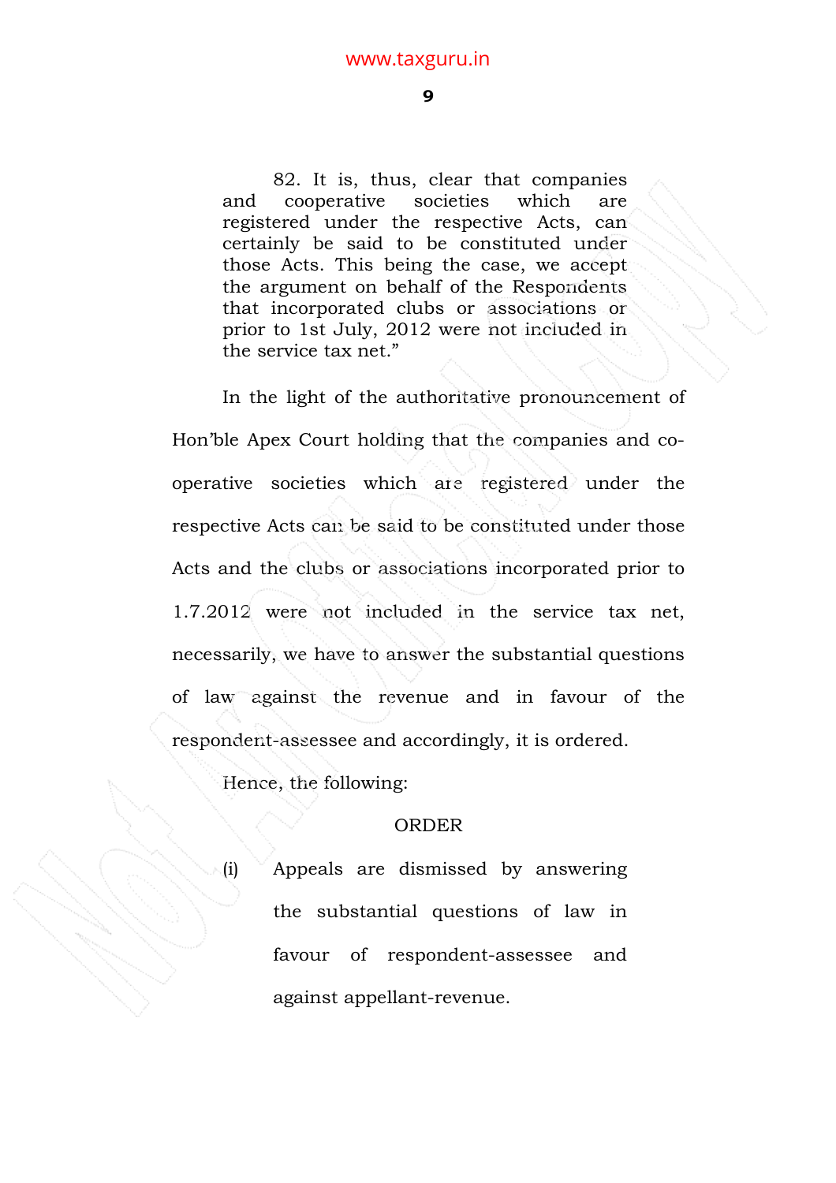> 82. It is, thus, clear that companies and cooperative societies which are registered under the respective Acts, can certainly be said to be constituted under those Acts. This being the case, we accept the argument on behalf of the Respondents that incorporated clubs or associations or prior to 1st July, 2012 were not included in the service tax net."

In the light of the authoritative pronouncement of Hon'ble Apex Court holding that the companies and co-operative societies which are registered under the respective Acts can be said to be constituted under those Acts and the clubs or associations incorporated prior to 1.7.2012 were not included in the service tax net, necessarily, we have to answer the substantial questions of law against the revenue and in favour of the respondent-assessee and accordingly, it is ordered.

Hence, the following:

## ORDER

(i) Appeals are dismissed by answering the substantial questions of law in favour of respondent-assessee and against appellant-revenue.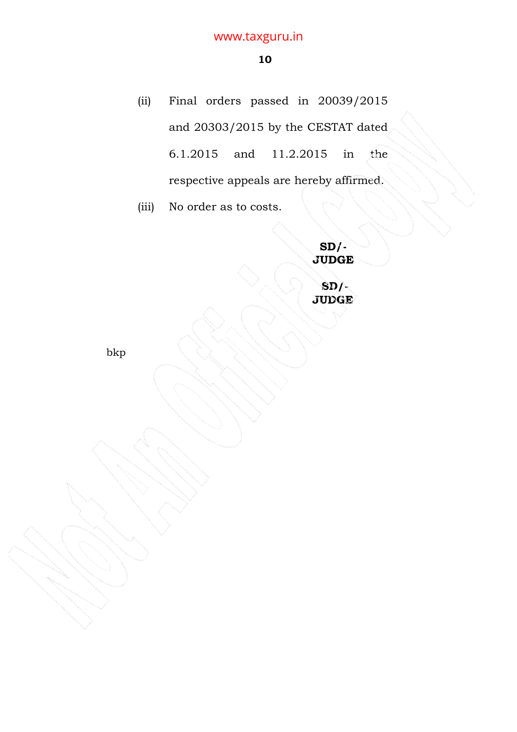(ii) Final orders passed in 20039/2015 and 20303/2015 by the CESTAT dated 6.1.2015 and 11.2.2015 in the respective appeals are hereby affirmed.

(iii) No order as to costs.

**SD/-**
**JUDGE**

**SD/-**
**JUDGE**

bkp